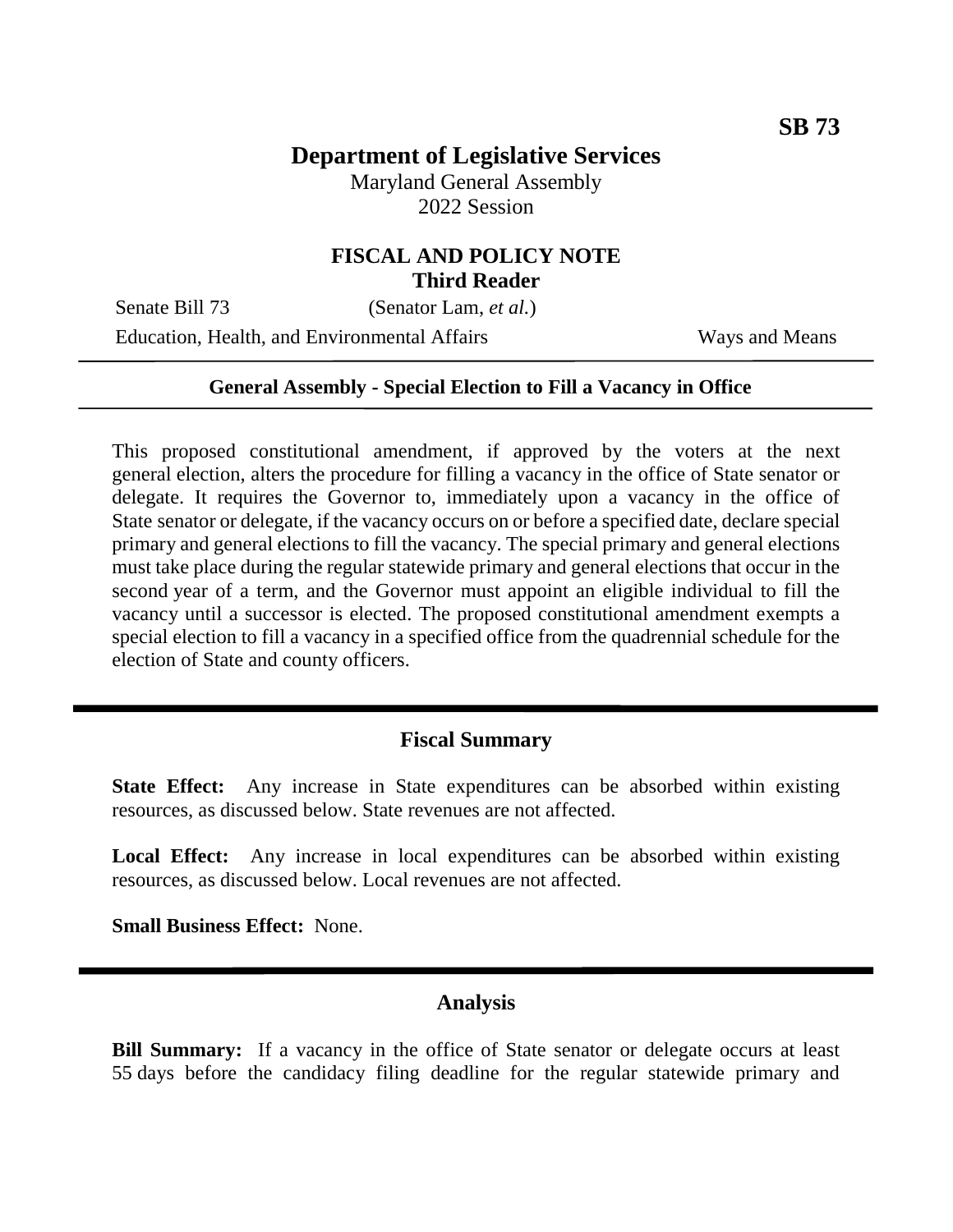**SB 73**

# Department of Legislative Services

Maryland General Assembly
2022 Session

## FISCAL AND POLICY NOTE
### Third Reader

Senate Bill 73 (Senator Lam, *et al.*)

Education, Health, and Environmental Affairs Ways and Means

---

**General Assembly - Special Election to Fill a Vacancy in Office**

---

This proposed constitutional amendment, if approved by the voters at the next general election, alters the procedure for filling a vacancy in the office of State senator or delegate. It requires the Governor to, immediately upon a vacancy in the office of State senator or delegate, if the vacancy occurs on or before a specified date, declare special primary and general elections to fill the vacancy. The special primary and general elections must take place during the regular statewide primary and general elections that occur in the second year of a term, and the Governor must appoint an eligible individual to fill the vacancy until a successor is elected. The proposed constitutional amendment exempts a special election to fill a vacancy in a specified office from the quadrennial schedule for the election of State and county officers.

---

## Fiscal Summary

**State Effect:** Any increase in State expenditures can be absorbed within existing resources, as discussed below. State revenues are not affected.

**Local Effect:** Any increase in local expenditures can be absorbed within existing resources, as discussed below. Local revenues are not affected.

**Small Business Effect:** None.

---

## Analysis

**Bill Summary:** If a vacancy in the office of State senator or delegate occurs at least 55 days before the candidacy filing deadline for the regular statewide primary and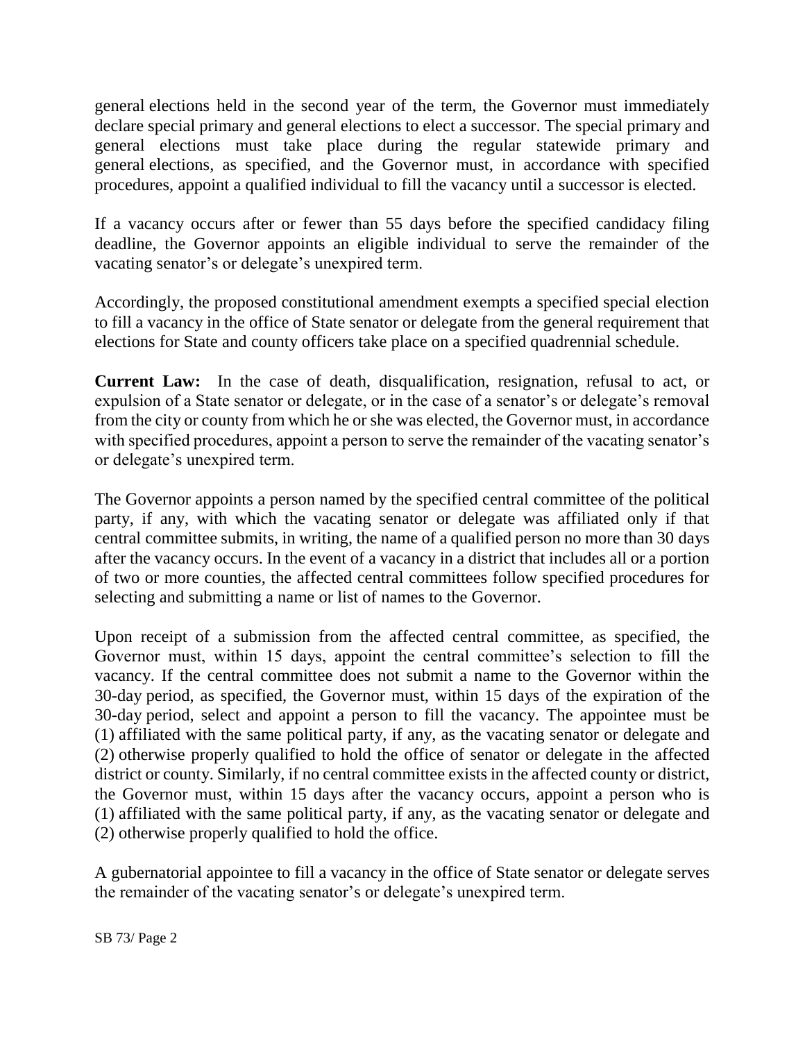general elections held in the second year of the term, the Governor must immediately declare special primary and general elections to elect a successor. The special primary and general elections must take place during the regular statewide primary and general elections, as specified, and the Governor must, in accordance with specified procedures, appoint a qualified individual to fill the vacancy until a successor is elected.

If a vacancy occurs after or fewer than 55 days before the specified candidacy filing deadline, the Governor appoints an eligible individual to serve the remainder of the vacating senator's or delegate's unexpired term.

Accordingly, the proposed constitutional amendment exempts a specified special election to fill a vacancy in the office of State senator or delegate from the general requirement that elections for State and county officers take place on a specified quadrennial schedule.

**Current Law:** In the case of death, disqualification, resignation, refusal to act, or expulsion of a State senator or delegate, or in the case of a senator's or delegate's removal from the city or county from which he or she was elected, the Governor must, in accordance with specified procedures, appoint a person to serve the remainder of the vacating senator's or delegate's unexpired term.

The Governor appoints a person named by the specified central committee of the political party, if any, with which the vacating senator or delegate was affiliated only if that central committee submits, in writing, the name of a qualified person no more than 30 days after the vacancy occurs. In the event of a vacancy in a district that includes all or a portion of two or more counties, the affected central committees follow specified procedures for selecting and submitting a name or list of names to the Governor.

Upon receipt of a submission from the affected central committee, as specified, the Governor must, within 15 days, appoint the central committee's selection to fill the vacancy. If the central committee does not submit a name to the Governor within the 30-day period, as specified, the Governor must, within 15 days of the expiration of the 30-day period, select and appoint a person to fill the vacancy. The appointee must be (1) affiliated with the same political party, if any, as the vacating senator or delegate and (2) otherwise properly qualified to hold the office of senator or delegate in the affected district or county. Similarly, if no central committee exists in the affected county or district, the Governor must, within 15 days after the vacancy occurs, appoint a person who is (1) affiliated with the same political party, if any, as the vacating senator or delegate and (2) otherwise properly qualified to hold the office.

A gubernatorial appointee to fill a vacancy in the office of State senator or delegate serves the remainder of the vacating senator's or delegate's unexpired term.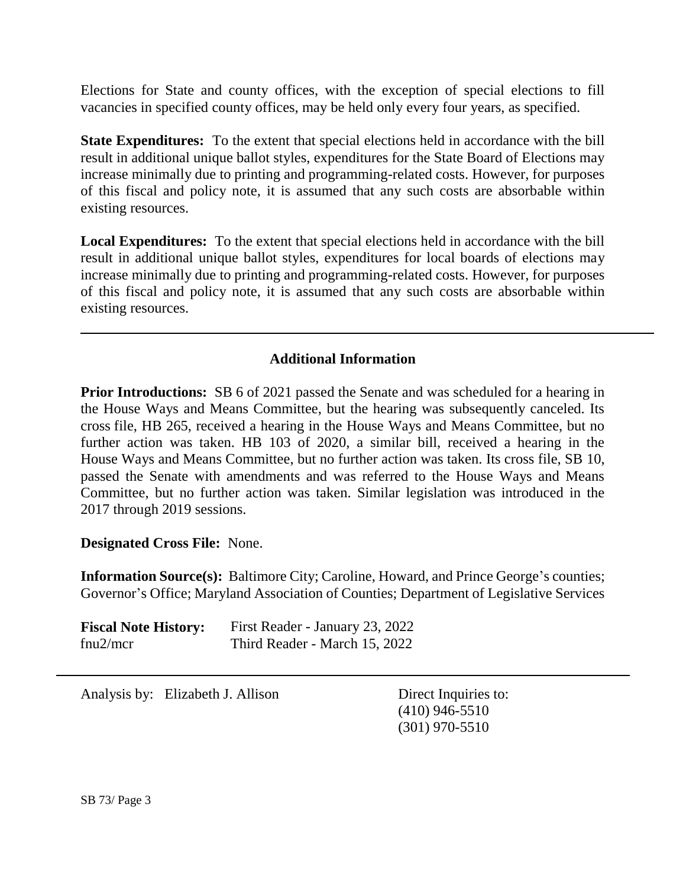Elections for State and county offices, with the exception of special elections to fill vacancies in specified county offices, may be held only every four years, as specified.

**State Expenditures:** To the extent that special elections held in accordance with the bill result in additional unique ballot styles, expenditures for the State Board of Elections may increase minimally due to printing and programming-related costs. However, for purposes of this fiscal and policy note, it is assumed that any such costs are absorbable within existing resources.

**Local Expenditures:** To the extent that special elections held in accordance with the bill result in additional unique ballot styles, expenditures for local boards of elections may increase minimally due to printing and programming-related costs. However, for purposes of this fiscal and policy note, it is assumed that any such costs are absorbable within existing resources.

---

## Additional Information

**Prior Introductions:** SB 6 of 2021 passed the Senate and was scheduled for a hearing in the House Ways and Means Committee, but the hearing was subsequently canceled. Its cross file, HB 265, received a hearing in the House Ways and Means Committee, but no further action was taken. HB 103 of 2020, a similar bill, received a hearing in the House Ways and Means Committee, but no further action was taken. Its cross file, SB 10, passed the Senate with amendments and was referred to the House Ways and Means Committee, but no further action was taken. Similar legislation was introduced in the 2017 through 2019 sessions.

**Designated Cross File:** None.

**Information Source(s):** Baltimore City; Caroline, Howard, and Prince George's counties; Governor's Office; Maryland Association of Counties; Department of Legislative Services

**Fiscal Note History:** First Reader - January 23, 2022
fnu2/mcr Third Reader - March 15, 2022

---

Analysis by: Elizabeth J. Allison

Direct Inquiries to:
(410) 946-5510
(301) 970-5510